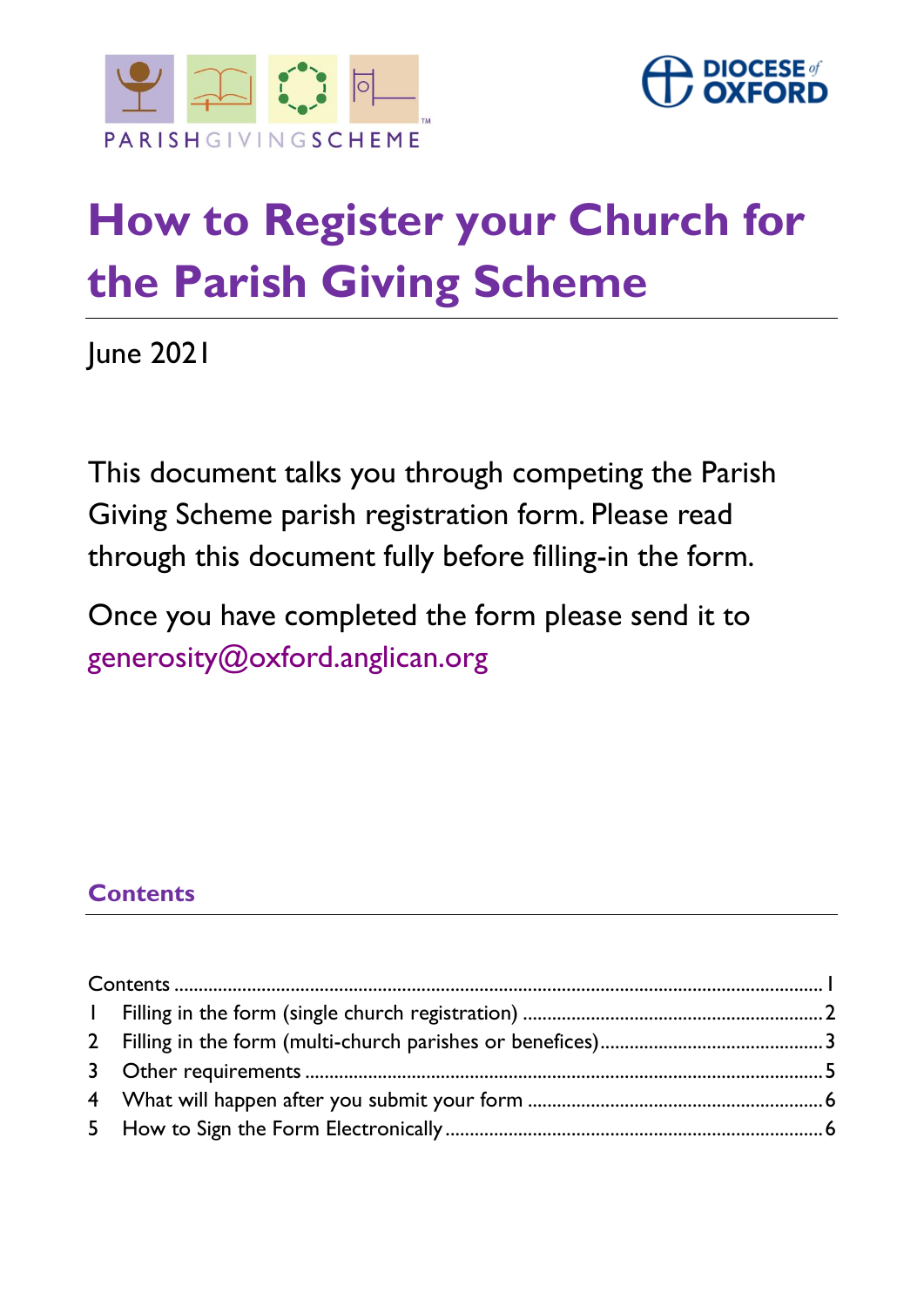PARISHGIVINGSCHEME™

DIOCESE of OXFORD

# How to Register your Church for the Parish Giving Scheme

June 2021

This document talks you through competing the Parish Giving Scheme parish registration form. Please read through this document fully before filling-in the form.

Once you have completed the form please send it to generosity@oxford.anglican.org

## Contents

Contents ........................................................................................................................ 1
1 Filling in the form (single church registration) ........................................................... 2
2 Filling in the form (multi-church parishes or benefices) ............................................. 3
3 Other requirements ...................................................................................................... 5
4 What will happen after you submit your form ............................................................ 6
5 How to Sign the Form Electronically ............................................................................ 6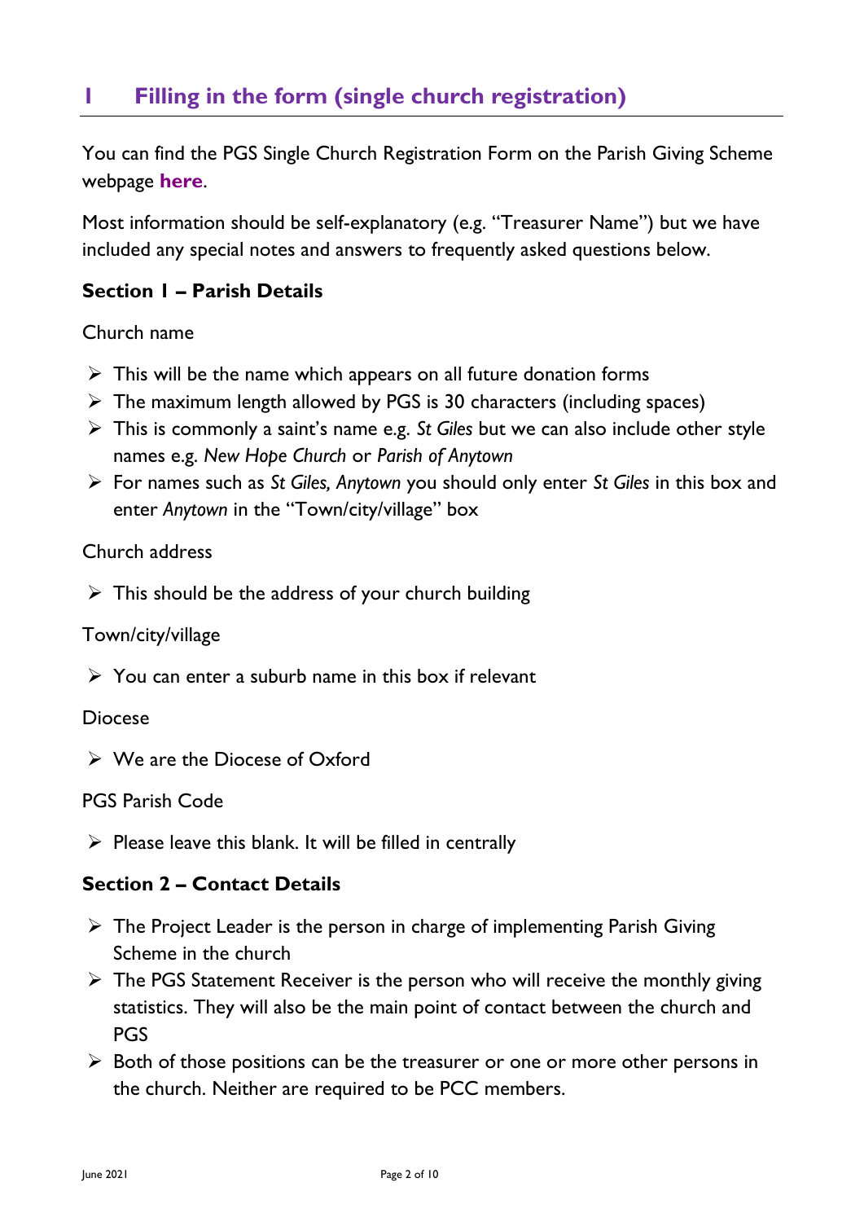## 1 Filling in the form (single church registration)

You can find the PGS Single Church Registration Form on the Parish Giving Scheme webpage **here**.

Most information should be self-explanatory (e.g. "Treasurer Name") but we have included any special notes and answers to frequently asked questions below.

### Section 1 – Parish Details

Church name

- This will be the name which appears on all future donation forms
- The maximum length allowed by PGS is 30 characters (including spaces)
- This is commonly a saint's name e.g. *St Giles* but we can also include other style names e.g. *New Hope Church* or *Parish of Anytown*
- For names such as *St Giles, Anytown* you should only enter *St Giles* in this box and enter *Anytown* in the "Town/city/village" box

Church address

- This should be the address of your church building

Town/city/village

- You can enter a suburb name in this box if relevant

Diocese

- We are the Diocese of Oxford

PGS Parish Code

- Please leave this blank. It will be filled in centrally

### Section 2 – Contact Details

- The Project Leader is the person in charge of implementing Parish Giving Scheme in the church
- The PGS Statement Receiver is the person who will receive the monthly giving statistics. They will also be the main point of contact between the church and PGS
- Both of those positions can be the treasurer or one or more other persons in the church. Neither are required to be PCC members.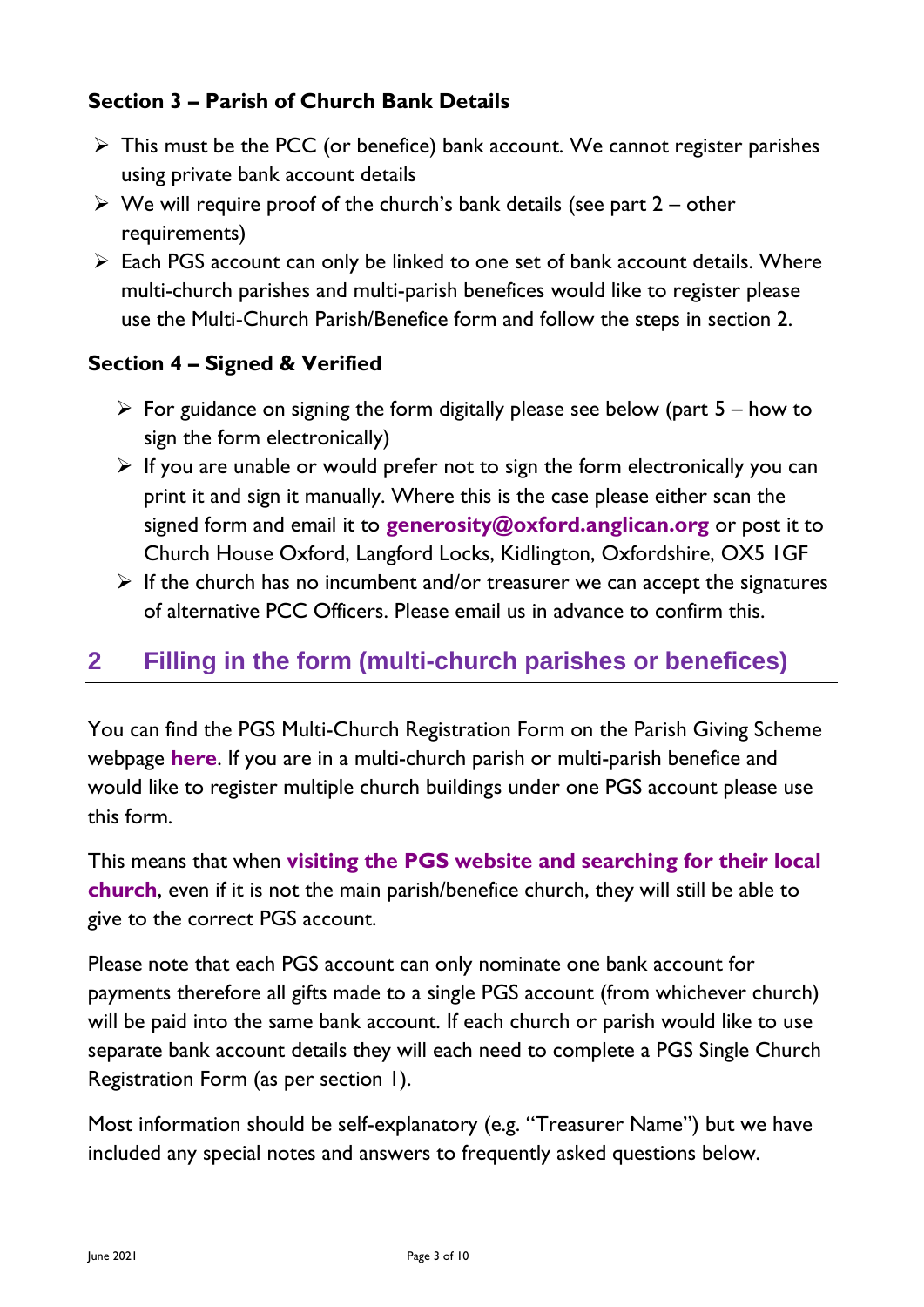### Section 3 – Parish of Church Bank Details

- This must be the PCC (or benefice) bank account. We cannot register parishes using private bank account details
- We will require proof of the church's bank details (see part 2 – other requirements)
- Each PGS account can only be linked to one set of bank account details. Where multi-church parishes and multi-parish benefices would like to register please use the Multi-Church Parish/Benefice form and follow the steps in section 2.

### Section 4 – Signed & Verified

- For guidance on signing the form digitally please see below (part 5 – how to sign the form electronically)
- If you are unable or would prefer not to sign the form electronically you can print it and sign it manually. Where this is the case please either scan the signed form and email it to **generosity@oxford.anglican.org** or post it to Church House Oxford, Langford Locks, Kidlington, Oxfordshire, OX5 1GF
- If the church has no incumbent and/or treasurer we can accept the signatures of alternative PCC Officers. Please email us in advance to confirm this.

## 2 Filling in the form (multi-church parishes or benefices)

You can find the PGS Multi-Church Registration Form on the Parish Giving Scheme webpage **here**. If you are in a multi-church parish or multi-parish benefice and would like to register multiple church buildings under one PGS account please use this form.

This means that when **visiting the PGS website and searching for their local church**, even if it is not the main parish/benefice church, they will still be able to give to the correct PGS account.

Please note that each PGS account can only nominate one bank account for payments therefore all gifts made to a single PGS account (from whichever church) will be paid into the same bank account. If each church or parish would like to use separate bank account details they will each need to complete a PGS Single Church Registration Form (as per section 1).

Most information should be self-explanatory (e.g. "Treasurer Name") but we have included any special notes and answers to frequently asked questions below.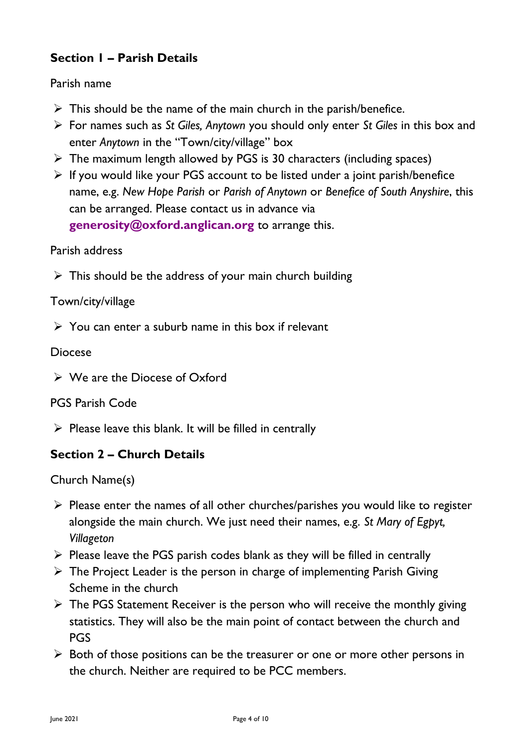## Section 1 – Parish Details

Parish name

- This should be the name of the main church in the parish/benefice.
- For names such as *St Giles, Anytown* you should only enter *St Giles* in this box and enter *Anytown* in the "Town/city/village" box
- The maximum length allowed by PGS is 30 characters (including spaces)
- If you would like your PGS account to be listed under a joint parish/benefice name, e.g. *New Hope Parish* or *Parish of Anytown* or *Benefice of South Anyshire*, this can be arranged. Please contact us in advance via **generosity@oxford.anglican.org** to arrange this.

Parish address

- This should be the address of your main church building

Town/city/village

- You can enter a suburb name in this box if relevant

Diocese

- We are the Diocese of Oxford

PGS Parish Code

- Please leave this blank. It will be filled in centrally

## Section 2 – Church Details

Church Name(s)

- Please enter the names of all other churches/parishes you would like to register alongside the main church. We just need their names, e.g. *St Mary of Egpyt, Villageton*
- Please leave the PGS parish codes blank as they will be filled in centrally
- The Project Leader is the person in charge of implementing Parish Giving Scheme in the church
- The PGS Statement Receiver is the person who will receive the monthly giving statistics. They will also be the main point of contact between the church and PGS
- Both of those positions can be the treasurer or one or more other persons in the church. Neither are required to be PCC members.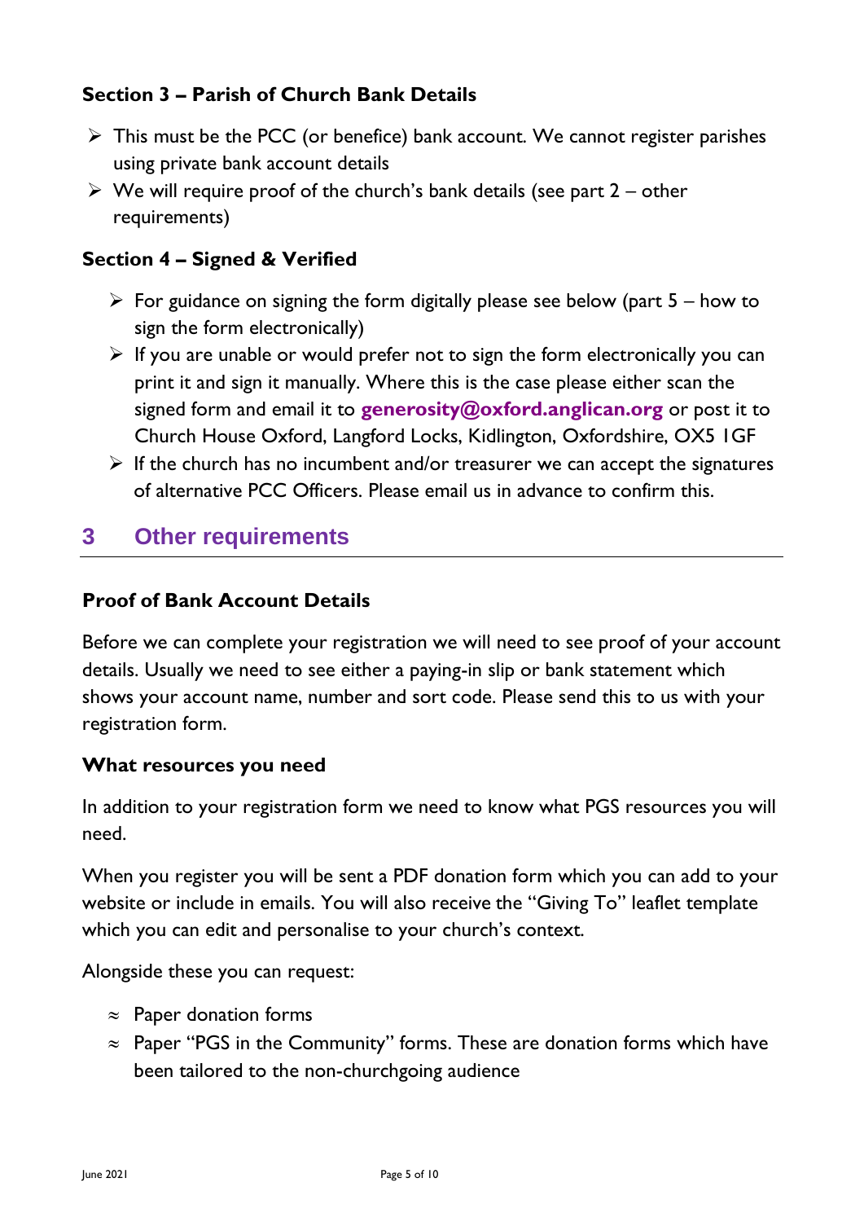### Section 3 – Parish of Church Bank Details

- This must be the PCC (or benefice) bank account. We cannot register parishes using private bank account details
- We will require proof of the church's bank details (see part 2 – other requirements)

### Section 4 – Signed & Verified

- For guidance on signing the form digitally please see below (part 5 – how to sign the form electronically)
- If you are unable or would prefer not to sign the form electronically you can print it and sign it manually. Where this is the case please either scan the signed form and email it to **generosity@oxford.anglican.org** or post it to Church House Oxford, Langford Locks, Kidlington, Oxfordshire, OX5 1GF
- If the church has no incumbent and/or treasurer we can accept the signatures of alternative PCC Officers. Please email us in advance to confirm this.

## 3 Other requirements

### Proof of Bank Account Details

Before we can complete your registration we will need to see proof of your account details. Usually we need to see either a paying-in slip or bank statement which shows your account name, number and sort code. Please send this to us with your registration form.

### What resources you need

In addition to your registration form we need to know what PGS resources you will need.

When you register you will be sent a PDF donation form which you can add to your website or include in emails. You will also receive the "Giving To" leaflet template which you can edit and personalise to your church's context.

Alongside these you can request:

- Paper donation forms
- Paper "PGS in the Community" forms. These are donation forms which have been tailored to the non-churchgoing audience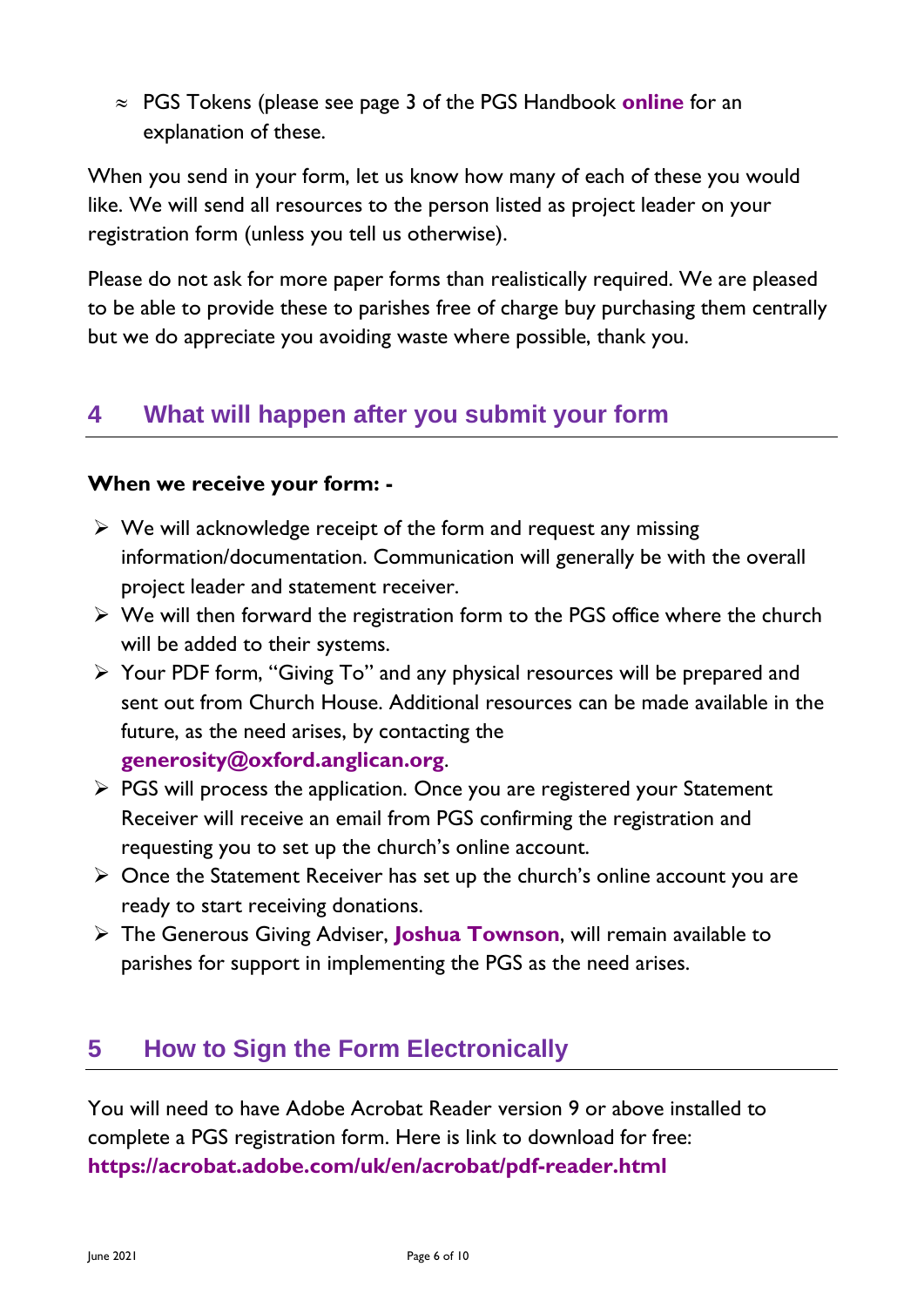- PGS Tokens (please see page 3 of the PGS Handbook **online** for an explanation of these.

When you send in your form, let us know how many of each of these you would like. We will send all resources to the person listed as project leader on your registration form (unless you tell us otherwise).

Please do not ask for more paper forms than realistically required. We are pleased to be able to provide these to parishes free of charge buy purchasing them centrally but we do appreciate you avoiding waste where possible, thank you.

## 4 What will happen after you submit your form

**When we receive your form: -**

- We will acknowledge receipt of the form and request any missing information/documentation. Communication will generally be with the overall project leader and statement receiver.
- We will then forward the registration form to the PGS office where the church will be added to their systems.
- Your PDF form, "Giving To" and any physical resources will be prepared and sent out from Church House. Additional resources can be made available in the future, as the need arises, by contacting the **generosity@oxford.anglican.org**.
- PGS will process the application. Once you are registered your Statement Receiver will receive an email from PGS confirming the registration and requesting you to set up the church's online account.
- Once the Statement Receiver has set up the church's online account you are ready to start receiving donations.
- The Generous Giving Adviser, **Joshua Townson**, will remain available to parishes for support in implementing the PGS as the need arises.

## 5 How to Sign the Form Electronically

You will need to have Adobe Acrobat Reader version 9 or above installed to complete a PGS registration form. Here is link to download for free: **https://acrobat.adobe.com/uk/en/acrobat/pdf-reader.html**

June 2021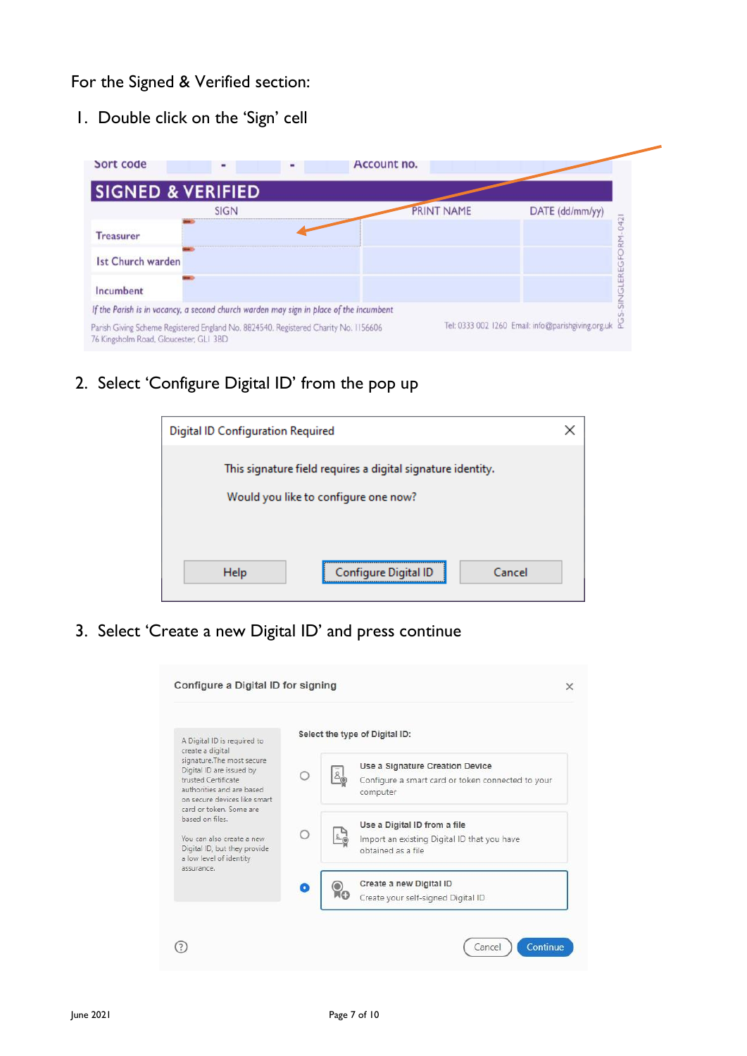For the Signed & Verified section:

1. Double click on the 'Sign' cell

| Sort code | - | - | Account no. |
|---|---|---|---|

**SIGNED & VERIFIED**

| | SIGN | PRINT NAME | DATE (dd/mm/yy) |
|---|---|---|---|
| Treasurer | | | |
| 1st Church warden | | | |
| Incumbent | | | |

*If the Parish is in vacancy, a second church warden may sign in place of the incumbent*

Parish Giving Scheme Registered England No. 8824540. Registered Charity No. 1156606
76 Kingsholm Road, Gloucester, GL1 3BD

Tel: 0333 002 1260 Email: info@parishgiving.org.uk

PGS-SINGLEREGFORM-0421

2. Select 'Configure Digital ID' from the pop up

**Digital ID Configuration Required**

This signature field requires a digital signature identity.

Would you like to configure one now?

Help | Configure Digital ID | Cancel

3. Select 'Create a new Digital ID' and press continue

**Configure a Digital ID for signing**

A Digital ID is required to create a digital signature.The most secure Digital ID are issued by trusted Certificate authorities and are based on secure devices like smart card or token. Some are based on files.

You can also create a new Digital ID, but they provide a low level of identity assurance.

Select the type of Digital ID:

- **Use a Signature Creation Device** — Configure a smart card or token connected to your computer
- **Use a Digital ID from a file** — Import an existing Digital ID that you have obtained as a file
- **Create a new Digital ID** — Create your self-signed Digital ID

Cancel | Continue

June 2021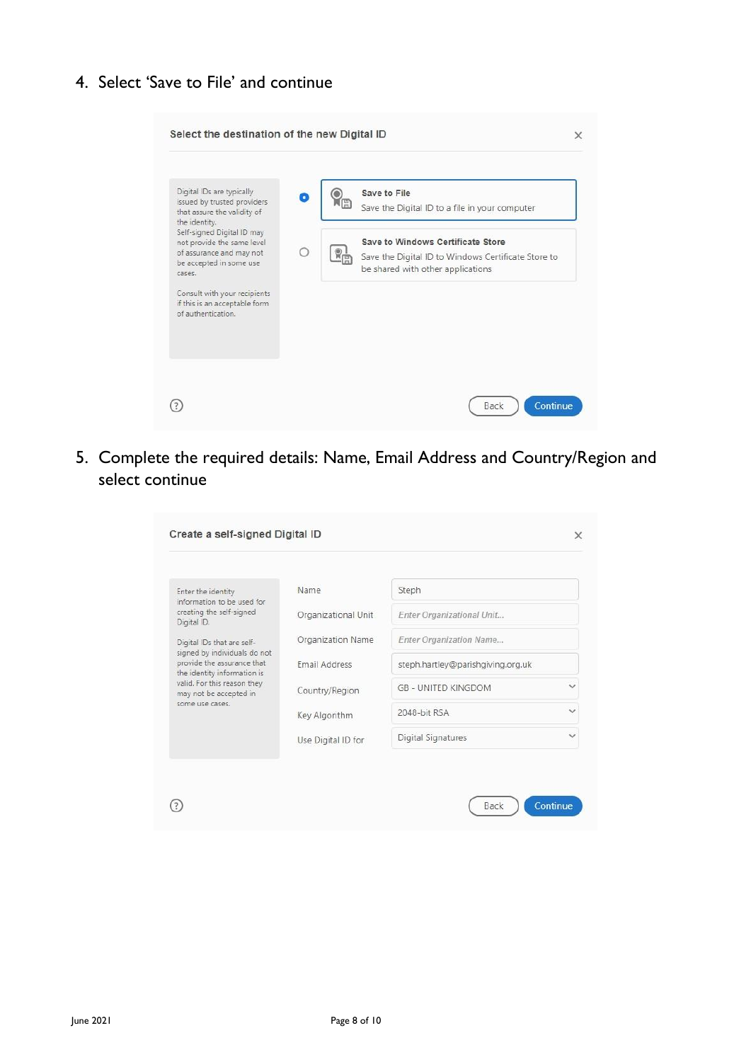4. Select 'Save to File' and continue

Select the destination of the new Digital ID

Digital IDs are typically issued by trusted providers that assure the validity of the identity.
Self-signed Digital ID may not provide the same level of assurance and may not be accepted in some use cases.

Consult with your recipients if this is an acceptable form of authentication.

- **Save to File** – Save the Digital ID to a file in your computer
- **Save to Windows Certificate Store** – Save the Digital ID to Windows Certificate Store to be shared with other applications

Back | Continue

5. Complete the required details: Name, Email Address and Country/Region and select continue

Create a self-signed Digital ID

Enter the identity information to be used for creating the self-signed Digital ID.

Digital IDs that are self-signed by individuals do not provide the assurance that the identity information is valid. For this reason they may not be accepted in some use cases.

| Field | Value |
| --- | --- |
| Name | Steph |
| Organizational Unit | Enter Organizational Unit... |
| Organization Name | Enter Organization Name... |
| Email Address | steph.hartley@parishgiving.org.uk |
| Country/Region | GB - UNITED KINGDOM |
| Key Algorithm | 2048-bit RSA |
| Use Digital ID for | Digital Signatures |

Back | Continue

June 2021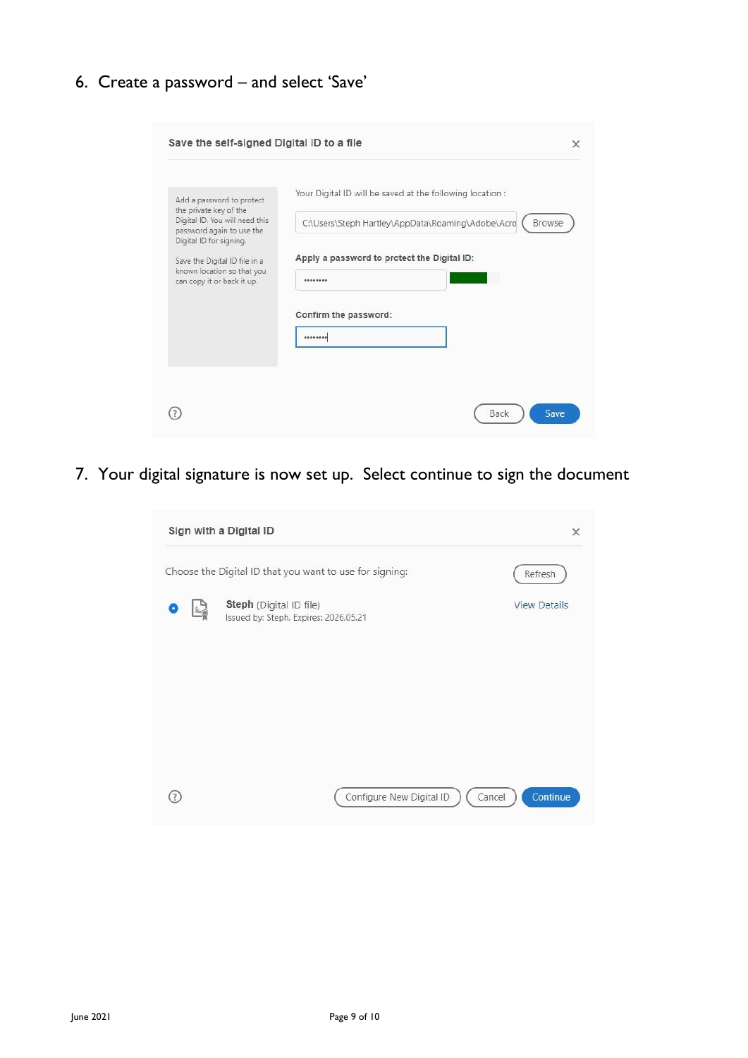6. Create a password – and select 'Save'

Save the self-signed Digital ID to a file

Add a password to protect the private key of the Digital ID. You will need this password again to use the Digital ID for signing.

Save the Digital ID file in a known location so that you can copy it or back it up.

Your Digital ID will be saved at the following location :

C:\Users\Steph Hartley\AppData\Roaming\Adobe\Acro

Browse

Apply a password to protect the Digital ID:

Confirm the password:

Back

Save

7. Your digital signature is now set up. Select continue to sign the document

Sign with a Digital ID

Choose the Digital ID that you want to use for signing:

Refresh

**Steph** (Digital ID file)
Issued by: Steph, Expires: 2026.05.21

View Details

Configure New Digital ID

Cancel

Continue

June 2021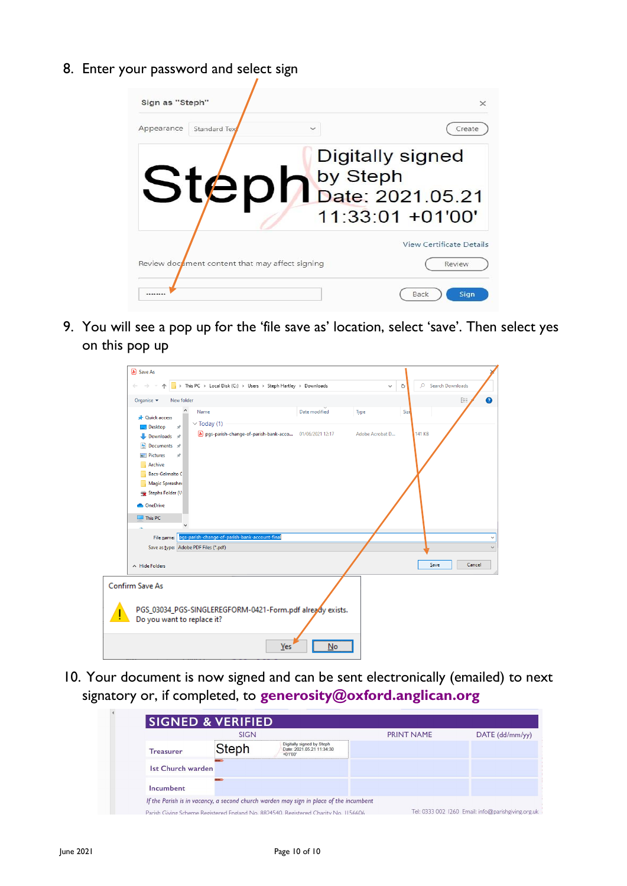8. Enter your password and select sign

Sign as "Steph"

Appearance Standard Text Create

Steph Digitally signed by Steph Date: 2021.05.21 11:33:01 +01'00'

View Certificate Details

Review document content that may affect signing Review

Back Sign

9. You will see a pop up for the 'file save as' location, select 'save'. Then select yes on this pop up

Save As

This PC > Local Disk (C:) > Users > Steph Hartley > Downloads

File name: pgs-parish-change-of-parish-bank-account-final

Save as type: Adobe PDF Files (*.pdf)

Save Cancel

Confirm Save As

PGS_03034_PGS-SINGLEREGFORM-0421-Form.pdf already exists.
Do you want to replace it?

Yes No

10. Your document is now signed and can be sent electronically (emailed) to next signatory or, if completed, to **generosity@oxford.anglican.org**

| SIGNED & VERIFIED | | | |
|---|---|---|---|
| | SIGN | PRINT NAME | DATE (dd/mm/yy) |
| Treasurer | Steph (Digitally signed by Steph Date: 2021.05.21 11:34:30 +01'00') | | |
| 1st Church warden | | | |
| Incumbent | | | |

*If the Parish is in vacancy, a second church warden may sign in place of the incumbent*

Parish Giving Scheme Registered England No. 8824540. Registered Charity No. 1156606 Tel: 0333 002 1260 Email: info@parishgiving.org.uk

June 2021